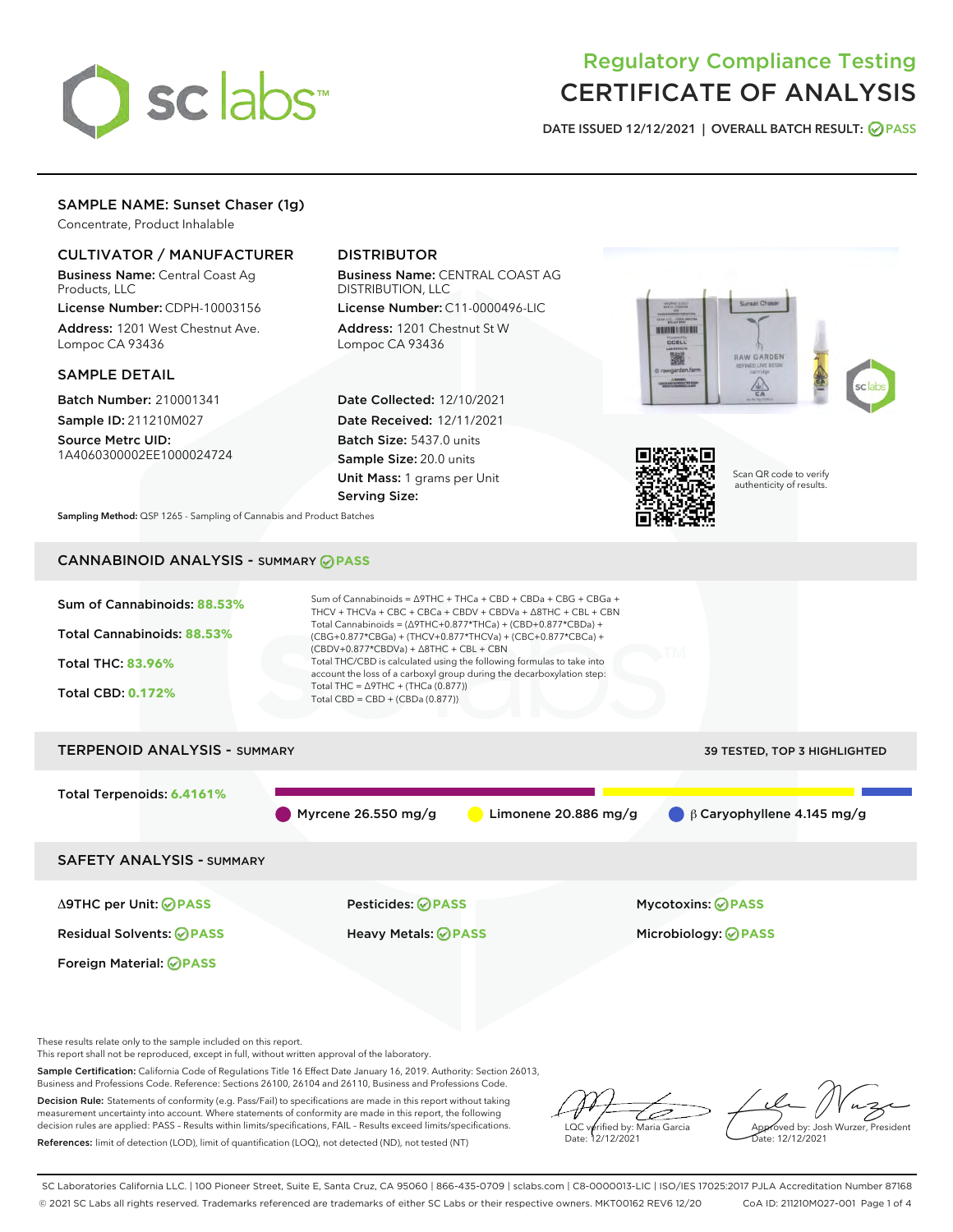# Regulatory Compliance Testing
# CERTIFICATE OF ANALYSIS

DATE ISSUED 12/12/2021 | OVERALL BATCH RESULT: PASS

## SAMPLE NAME: Sunset Chaser (1g)

Concentrate, Product Inhalable

### CULTIVATOR / MANUFACTURER

**Business Name:** Central Coast Ag Products, LLC

**License Number:** CDPH-10003156

**Address:** 1201 West Chestnut Ave. Lompoc CA 93436

### DISTRIBUTOR

**Business Name:** CENTRAL COAST AG DISTRIBUTION, LLC

**License Number:** C11-0000496-LIC

**Address:** 1201 Chestnut St W Lompoc CA 93436

### SAMPLE DETAIL

**Batch Number:** 210001341

**Sample ID:** 211210M027

**Source Metrc UID:** 1A4060300002EE1000024724

**Date Collected:** 12/10/2021

**Date Received:** 12/11/2021

**Batch Size:** 5437.0 units

**Sample Size:** 20.0 units

**Unit Mass:** 1 grams per Unit

**Serving Size:**

**Sampling Method:** QSP 1265 - Sampling of Cannabis and Product Batches

Scan QR code to verify authenticity of results.

## CANNABINOID ANALYSIS - SUMMARY PASS

Sum of Cannabinoids: **88.53%**

Total Cannabinoids: **88.53%**

Total THC: **83.96%**

Total CBD: **0.172%**

Sum of Cannabinoids = Δ9THC + THCa + CBD + CBDa + CBG + CBGa + THCV + THCVa + CBC + CBCa + CBDV + CBDVa + Δ8THC + CBL + CBN

Total Cannabinoids = (Δ9THC+0.877*THCa) + (CBD+0.877*CBDa) + (CBG+0.877*CBGa) + (THCV+0.877*THCVa) + (CBC+0.877*CBCa) + (CBDV+0.877*CBDVa) + Δ8THC + CBL + CBN

Total THC/CBD is calculated using the following formulas to take into account the loss of a carboxyl group during the decarboxylation step:

Total THC = Δ9THC + (THCa (0.877))

Total CBD = CBD + (CBDa (0.877))

## TERPENOID ANALYSIS - SUMMARY

39 TESTED, TOP 3 HIGHLIGHTED

Total Terpenoids: **6.4161%**

Myrcene 26.550 mg/g | Limonene 20.886 mg/g | β Caryophyllene 4.145 mg/g

## SAFETY ANALYSIS - SUMMARY

Δ9THC per Unit: PASS

Pesticides: PASS

Mycotoxins: PASS

Residual Solvents: PASS

Heavy Metals: PASS

Microbiology: PASS

Foreign Material: PASS

These results relate only to the sample included on this report.
This report shall not be reproduced, except in full, without written approval of the laboratory.

**Sample Certification:** California Code of Regulations Title 16 Effect Date January 16, 2019. Authority: Section 26013, Business and Professions Code. Reference: Sections 26100, 26104 and 26110, Business and Professions Code.

**Decision Rule:** Statements of conformity (e.g. Pass/Fail) to specifications are made in this report without taking measurement uncertainty into account. Where statements of conformity are made in this report, the following decision rules are applied: PASS - Results within limits/specifications, FAIL - Results exceed limits/specifications.

**References:** limit of detection (LOD), limit of quantification (LOQ), not detected (ND), not tested (NT)

LQC verified by: Maria Garcia
Date: 12/12/2021

Approved by: Josh Wurzer, President
Date: 12/12/2021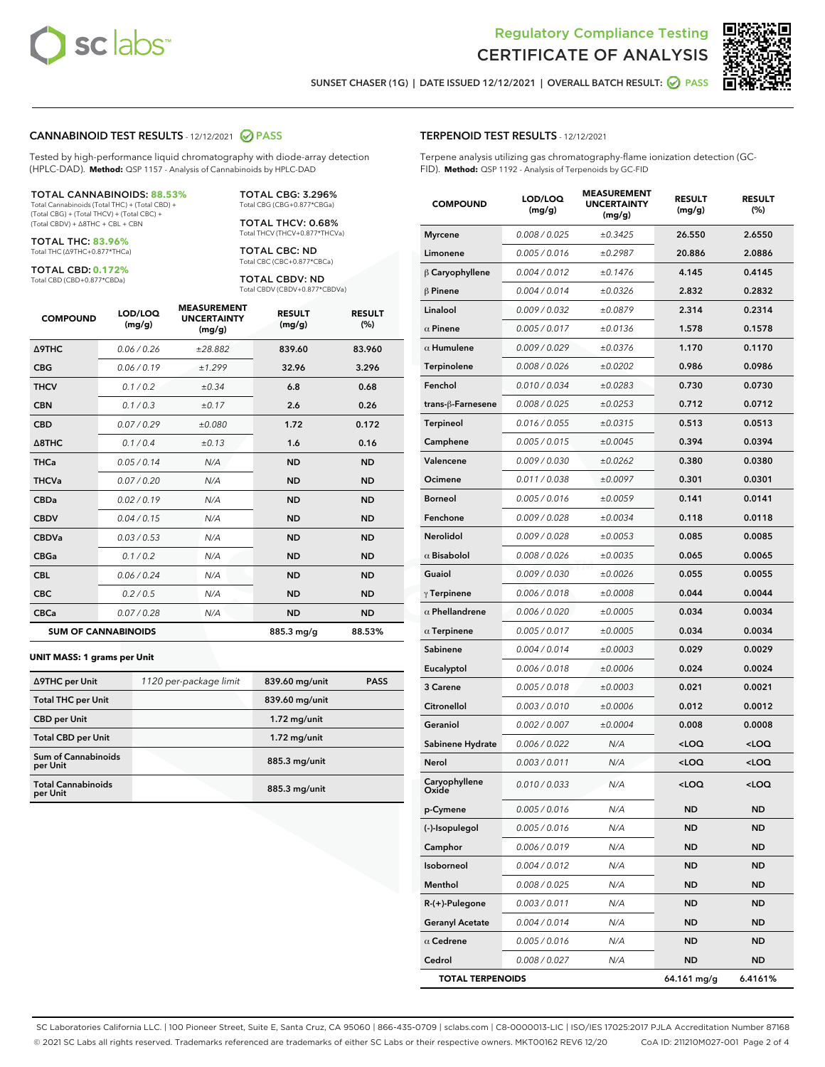Regulatory Compliance Testing
# CERTIFICATE OF ANALYSIS

SUNSET CHASER (1G) | DATE ISSUED 12/12/2021 | OVERALL BATCH RESULT: PASS

## CANNABINOID TEST RESULTS - 12/12/2021 PASS

Tested by high-performance liquid chromatography with diode-array detection (HPLC-DAD). **Method:** QSP 1157 - Analysis of Cannabinoids by HPLC-DAD

**TOTAL CANNABINOIDS: 88.53%**
Total Cannabinoids (Total THC) + (Total CBD) + (Total CBG) + (Total THCV) + (Total CBC) + (Total CBDV) + Δ8THC + CBL + CBN

**TOTAL THC: 83.96%**
Total THC (Δ9THC+0.877*THCa)

**TOTAL CBD: 0.172%**
Total CBD (CBD+0.877*CBDa)

**TOTAL CBG: 3.296%**
Total CBG (CBG+0.877*CBGa)

**TOTAL THCV: 0.68%**
Total THCV (THCV+0.877*THCVa)

**TOTAL CBC: ND**
Total CBC (CBC+0.877*CBCa)

**TOTAL CBDV: ND**
Total CBDV (CBDV+0.877*CBDVa)

| COMPOUND | LOD/LOQ (mg/g) | MEASUREMENT UNCERTAINTY (mg/g) | RESULT (mg/g) | RESULT (%) |
|---|---|---|---|---|
| Δ9THC | 0.06 / 0.26 | ±28.882 | 839.60 | 83.960 |
| CBG | 0.06 / 0.19 | ±1.299 | 32.96 | 3.296 |
| THCV | 0.1 / 0.2 | ±0.34 | 6.8 | 0.68 |
| CBN | 0.1 / 0.3 | ±0.17 | 2.6 | 0.26 |
| CBD | 0.07 / 0.29 | ±0.080 | 1.72 | 0.172 |
| Δ8THC | 0.1 / 0.4 | ±0.13 | 1.6 | 0.16 |
| THCa | 0.05 / 0.14 | N/A | ND | ND |
| THCVa | 0.07 / 0.20 | N/A | ND | ND |
| CBDa | 0.02 / 0.19 | N/A | ND | ND |
| CBDV | 0.04 / 0.15 | N/A | ND | ND |
| CBDVa | 0.03 / 0.53 | N/A | ND | ND |
| CBGa | 0.1 / 0.2 | N/A | ND | ND |
| CBL | 0.06 / 0.24 | N/A | ND | ND |
| CBC | 0.2 / 0.5 | N/A | ND | ND |
| CBCa | 0.07 / 0.28 | N/A | ND | ND |
| **SUM OF CANNABINOIDS** | | | 885.3 mg/g | 88.53% |

**UNIT MASS: 1 grams per Unit**

| | | | |
|---|---|---|---|
| Δ9THC per Unit | 1120 per-package limit | 839.60 mg/unit | PASS |
| Total THC per Unit | | 839.60 mg/unit | |
| CBD per Unit | | 1.72 mg/unit | |
| Total CBD per Unit | | 1.72 mg/unit | |
| Sum of Cannabinoids per Unit | | 885.3 mg/unit | |
| Total Cannabinoids per Unit | | 885.3 mg/unit | |

## TERPENOID TEST RESULTS - 12/12/2021

Terpene analysis utilizing gas chromatography-flame ionization detection (GC-FID). **Method:** QSP 1192 - Analysis of Terpenoids by GC-FID

| COMPOUND | LOD/LOQ (mg/g) | MEASUREMENT UNCERTAINTY (mg/g) | RESULT (mg/g) | RESULT (%) |
|---|---|---|---|---|
| Myrcene | 0.008 / 0.025 | ±0.3425 | 26.550 | 2.6550 |
| Limonene | 0.005 / 0.016 | ±0.2987 | 20.886 | 2.0886 |
| β Caryophyllene | 0.004 / 0.012 | ±0.1476 | 4.145 | 0.4145 |
| β Pinene | 0.004 / 0.014 | ±0.0326 | 2.832 | 0.2832 |
| Linalool | 0.009 / 0.032 | ±0.0879 | 2.314 | 0.2314 |
| α Pinene | 0.005 / 0.017 | ±0.0136 | 1.578 | 0.1578 |
| α Humulene | 0.009 / 0.029 | ±0.0376 | 1.170 | 0.1170 |
| Terpinolene | 0.008 / 0.026 | ±0.0202 | 0.986 | 0.0986 |
| Fenchol | 0.010 / 0.034 | ±0.0283 | 0.730 | 0.0730 |
| trans-β-Farnesene | 0.008 / 0.025 | ±0.0253 | 0.712 | 0.0712 |
| Terpineol | 0.016 / 0.055 | ±0.0315 | 0.513 | 0.0513 |
| Camphene | 0.005 / 0.015 | ±0.0045 | 0.394 | 0.0394 |
| Valencene | 0.009 / 0.030 | ±0.0262 | 0.380 | 0.0380 |
| Ocimene | 0.011 / 0.038 | ±0.0097 | 0.301 | 0.0301 |
| Borneol | 0.005 / 0.016 | ±0.0059 | 0.141 | 0.0141 |
| Fenchone | 0.009 / 0.028 | ±0.0034 | 0.118 | 0.0118 |
| Nerolidol | 0.009 / 0.028 | ±0.0053 | 0.085 | 0.0085 |
| α Bisabolol | 0.008 / 0.026 | ±0.0035 | 0.065 | 0.0065 |
| Guaiol | 0.009 / 0.030 | ±0.0026 | 0.055 | 0.0055 |
| γ Terpinene | 0.006 / 0.018 | ±0.0008 | 0.044 | 0.0044 |
| α Phellandrene | 0.006 / 0.020 | ±0.0005 | 0.034 | 0.0034 |
| α Terpinene | 0.005 / 0.017 | ±0.0005 | 0.034 | 0.0034 |
| Sabinene | 0.004 / 0.014 | ±0.0003 | 0.029 | 0.0029 |
| Eucalyptol | 0.006 / 0.018 | ±0.0006 | 0.024 | 0.0024 |
| 3 Carene | 0.005 / 0.018 | ±0.0003 | 0.021 | 0.0021 |
| Citronellol | 0.003 / 0.010 | ±0.0006 | 0.012 | 0.0012 |
| Geraniol | 0.002 / 0.007 | ±0.0004 | 0.008 | 0.0008 |
| Sabinene Hydrate | 0.006 / 0.022 | N/A | <LOQ | <LOQ |
| Nerol | 0.003 / 0.011 | N/A | <LOQ | <LOQ |
| Caryophyllene Oxide | 0.010 / 0.033 | N/A | <LOQ | <LOQ |
| p-Cymene | 0.005 / 0.016 | N/A | ND | ND |
| (-)-Isopulegol | 0.005 / 0.016 | N/A | ND | ND |
| Camphor | 0.006 / 0.019 | N/A | ND | ND |
| Isoborneol | 0.004 / 0.012 | N/A | ND | ND |
| Menthol | 0.008 / 0.025 | N/A | ND | ND |
| R-(+)-Pulegone | 0.003 / 0.011 | N/A | ND | ND |
| Geranyl Acetate | 0.004 / 0.014 | N/A | ND | ND |
| α Cedrene | 0.005 / 0.016 | N/A | ND | ND |
| Cedrol | 0.008 / 0.027 | N/A | ND | ND |
| **TOTAL TERPENOIDS** | | | 64.161 mg/g | 6.4161% |

SC Laboratories California LLC. | 100 Pioneer Street, Suite E, Santa Cruz, CA 95060 | 866-435-0709 | sclabs.com | C8-0000013-LIC | ISO/IES 17025:2017 PJLA Accreditation Number 87168
© 2021 SC Labs all rights reserved. Trademarks referenced are trademarks of either SC Labs or their respective owners. MKT00162 REV6 12/20 CoA ID: 211210M027-001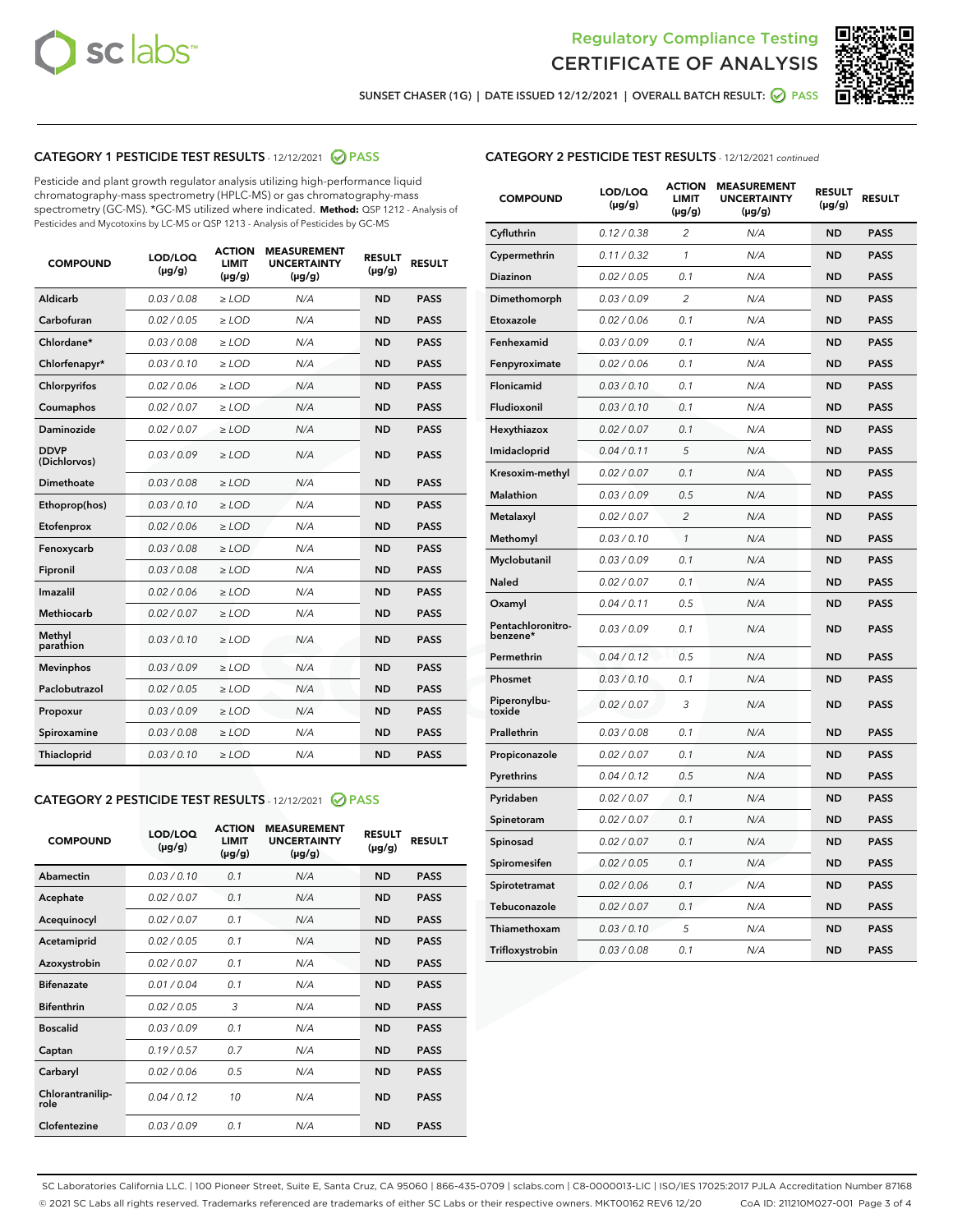SUNSET CHASER (1G) | DATE ISSUED 12/12/2021 | OVERALL BATCH RESULT: PASS

## CATEGORY 1 PESTICIDE TEST RESULTS - 12/12/2021 PASS

Pesticide and plant growth regulator analysis utilizing high-performance liquid chromatography-mass spectrometry (HPLC-MS) or gas chromatography-mass spectrometry (GC-MS). *GC-MS utilized where indicated. **Method:** QSP 1212 - Analysis of Pesticides and Mycotoxins by LC-MS or QSP 1213 - Analysis of Pesticides by GC-MS

| COMPOUND | LOD/LOQ (µg/g) | ACTION LIMIT (µg/g) | MEASUREMENT UNCERTAINTY (µg/g) | RESULT (µg/g) | RESULT |
|---|---|---|---|---|---|
| Aldicarb | 0.03 / 0.08 | ≥ LOD | N/A | ND | PASS |
| Carbofuran | 0.02 / 0.05 | ≥ LOD | N/A | ND | PASS |
| Chlordane* | 0.03 / 0.08 | ≥ LOD | N/A | ND | PASS |
| Chlorfenapyr* | 0.03 / 0.10 | ≥ LOD | N/A | ND | PASS |
| Chlorpyrifos | 0.02 / 0.06 | ≥ LOD | N/A | ND | PASS |
| Coumaphos | 0.02 / 0.07 | ≥ LOD | N/A | ND | PASS |
| Daminozide | 0.02 / 0.07 | ≥ LOD | N/A | ND | PASS |
| DDVP (Dichlorvos) | 0.03 / 0.09 | ≥ LOD | N/A | ND | PASS |
| Dimethoate | 0.03 / 0.08 | ≥ LOD | N/A | ND | PASS |
| Ethoprop(hos) | 0.03 / 0.10 | ≥ LOD | N/A | ND | PASS |
| Etofenprox | 0.02 / 0.06 | ≥ LOD | N/A | ND | PASS |
| Fenoxycarb | 0.03 / 0.08 | ≥ LOD | N/A | ND | PASS |
| Fipronil | 0.03 / 0.08 | ≥ LOD | N/A | ND | PASS |
| Imazalil | 0.02 / 0.06 | ≥ LOD | N/A | ND | PASS |
| Methiocarb | 0.02 / 0.07 | ≥ LOD | N/A | ND | PASS |
| Methyl parathion | 0.03 / 0.10 | ≥ LOD | N/A | ND | PASS |
| Mevinphos | 0.03 / 0.09 | ≥ LOD | N/A | ND | PASS |
| Paclobutrazol | 0.02 / 0.05 | ≥ LOD | N/A | ND | PASS |
| Propoxur | 0.03 / 0.09 | ≥ LOD | N/A | ND | PASS |
| Spiroxamine | 0.03 / 0.08 | ≥ LOD | N/A | ND | PASS |
| Thiacloprid | 0.03 / 0.10 | ≥ LOD | N/A | ND | PASS |

## CATEGORY 2 PESTICIDE TEST RESULTS - 12/12/2021 PASS

| COMPOUND | LOD/LOQ (µg/g) | ACTION LIMIT (µg/g) | MEASUREMENT UNCERTAINTY (µg/g) | RESULT (µg/g) | RESULT |
|---|---|---|---|---|---|
| Abamectin | 0.03 / 0.10 | 0.1 | N/A | ND | PASS |
| Acephate | 0.02 / 0.07 | 0.1 | N/A | ND | PASS |
| Acequinocyl | 0.02 / 0.07 | 0.1 | N/A | ND | PASS |
| Acetamiprid | 0.02 / 0.05 | 0.1 | N/A | ND | PASS |
| Azoxystrobin | 0.02 / 0.07 | 0.1 | N/A | ND | PASS |
| Bifenazate | 0.01 / 0.04 | 0.1 | N/A | ND | PASS |
| Bifenthrin | 0.02 / 0.05 | 3 | N/A | ND | PASS |
| Boscalid | 0.03 / 0.09 | 0.1 | N/A | ND | PASS |
| Captan | 0.19 / 0.57 | 0.7 | N/A | ND | PASS |
| Carbaryl | 0.02 / 0.06 | 0.5 | N/A | ND | PASS |
| Chlorantraniliprole | 0.04 / 0.12 | 10 | N/A | ND | PASS |
| Clofentezine | 0.03 / 0.09 | 0.1 | N/A | ND | PASS |
| Cyfluthrin | 0.12 / 0.38 | 2 | N/A | ND | PASS |
| Cypermethrin | 0.11 / 0.32 | 1 | N/A | ND | PASS |
| Diazinon | 0.02 / 0.05 | 0.1 | N/A | ND | PASS |
| Dimethomorph | 0.03 / 0.09 | 2 | N/A | ND | PASS |
| Etoxazole | 0.02 / 0.06 | 0.1 | N/A | ND | PASS |
| Fenhexamid | 0.03 / 0.09 | 0.1 | N/A | ND | PASS |
| Fenpyroximate | 0.02 / 0.06 | 0.1 | N/A | ND | PASS |
| Flonicamid | 0.03 / 0.10 | 0.1 | N/A | ND | PASS |
| Fludioxonil | 0.03 / 0.10 | 0.1 | N/A | ND | PASS |
| Hexythiazox | 0.02 / 0.07 | 0.1 | N/A | ND | PASS |
| Imidacloprid | 0.04 / 0.11 | 5 | N/A | ND | PASS |
| Kresoxim-methyl | 0.02 / 0.07 | 0.1 | N/A | ND | PASS |
| Malathion | 0.03 / 0.09 | 0.5 | N/A | ND | PASS |
| Metalaxyl | 0.02 / 0.07 | 2 | N/A | ND | PASS |
| Methomyl | 0.03 / 0.10 | 1 | N/A | ND | PASS |
| Myclobutanil | 0.03 / 0.09 | 0.1 | N/A | ND | PASS |
| Naled | 0.02 / 0.07 | 0.1 | N/A | ND | PASS |
| Oxamyl | 0.04 / 0.11 | 0.5 | N/A | ND | PASS |
| Pentachloronitrobenzene* | 0.03 / 0.09 | 0.1 | N/A | ND | PASS |
| Permethrin | 0.04 / 0.12 | 0.5 | N/A | ND | PASS |
| Phosmet | 0.03 / 0.10 | 0.1 | N/A | ND | PASS |
| Piperonylbutoxide | 0.02 / 0.07 | 3 | N/A | ND | PASS |
| Prallethrin | 0.03 / 0.08 | 0.1 | N/A | ND | PASS |
| Propiconazole | 0.02 / 0.07 | 0.1 | N/A | ND | PASS |
| Pyrethrins | 0.04 / 0.12 | 0.5 | N/A | ND | PASS |
| Pyridaben | 0.02 / 0.07 | 0.1 | N/A | ND | PASS |
| Spinetoram | 0.02 / 0.07 | 0.1 | N/A | ND | PASS |
| Spinosad | 0.02 / 0.07 | 0.1 | N/A | ND | PASS |
| Spiromesifen | 0.02 / 0.05 | 0.1 | N/A | ND | PASS |
| Spirotetramat | 0.02 / 0.06 | 0.1 | N/A | ND | PASS |
| Tebuconazole | 0.02 / 0.07 | 0.1 | N/A | ND | PASS |
| Thiamethoxam | 0.03 / 0.10 | 5 | N/A | ND | PASS |
| Trifloxystrobin | 0.03 / 0.08 | 0.1 | N/A | ND | PASS |

SC Laboratories California LLC. | 100 Pioneer Street, Suite E, Santa Cruz, CA 95060 | 866-435-0709 | sclabs.com | C8-0000013-LIC | ISO/IES 17025:2017 PJLA Accreditation Number 87168
© 2021 SC Labs all rights reserved. Trademarks referenced are trademarks of either SC Labs or their respective owners. MKT00162 REV6 12/20 CoA ID: 211210M027-001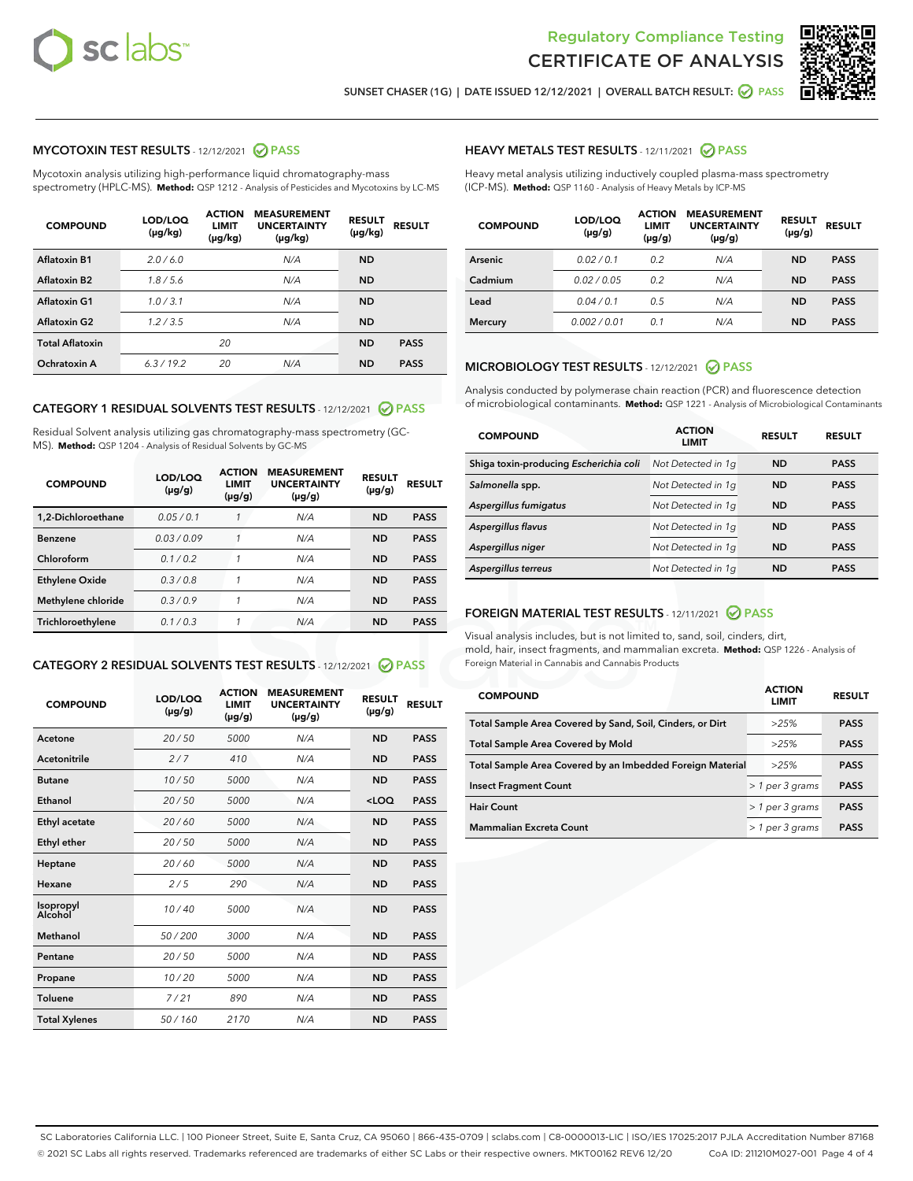Regulatory Compliance Testing
# CERTIFICATE OF ANALYSIS

SUNSET CHASER (1G) | DATE ISSUED 12/12/2021 | OVERALL BATCH RESULT: PASS

## MYCOTOXIN TEST RESULTS - 12/12/2021 PASS

Mycotoxin analysis utilizing high-performance liquid chromatography-mass spectrometry (HPLC-MS). **Method:** QSP 1212 - Analysis of Pesticides and Mycotoxins by LC-MS

| COMPOUND | LOD/LOQ (µg/kg) | ACTION LIMIT (µg/kg) | MEASUREMENT UNCERTAINTY (µg/kg) | RESULT (µg/kg) | RESULT |
|---|---|---|---|---|---|
| Aflatoxin B1 | 2.0 / 6.0 | | N/A | ND | |
| Aflatoxin B2 | 1.8 / 5.6 | | N/A | ND | |
| Aflatoxin G1 | 1.0 / 3.1 | | N/A | ND | |
| Aflatoxin G2 | 1.2 / 3.5 | | N/A | ND | |
| Total Aflatoxin | | 20 | | ND | PASS |
| Ochratoxin A | 6.3 / 19.2 | 20 | N/A | ND | PASS |

## CATEGORY 1 RESIDUAL SOLVENTS TEST RESULTS - 12/12/2021 PASS

Residual Solvent analysis utilizing gas chromatography-mass spectrometry (GC-MS). **Method:** QSP 1204 - Analysis of Residual Solvents by GC-MS

| COMPOUND | LOD/LOQ (µg/g) | ACTION LIMIT (µg/g) | MEASUREMENT UNCERTAINTY (µg/g) | RESULT (µg/g) | RESULT |
|---|---|---|---|---|---|
| 1,2-Dichloroethane | 0.05 / 0.1 | 1 | N/A | ND | PASS |
| Benzene | 0.03 / 0.09 | 1 | N/A | ND | PASS |
| Chloroform | 0.1 / 0.2 | 1 | N/A | ND | PASS |
| Ethylene Oxide | 0.3 / 0.8 | 1 | N/A | ND | PASS |
| Methylene chloride | 0.3 / 0.9 | 1 | N/A | ND | PASS |
| Trichloroethylene | 0.1 / 0.3 | 1 | N/A | ND | PASS |

## CATEGORY 2 RESIDUAL SOLVENTS TEST RESULTS - 12/12/2021 PASS

| COMPOUND | LOD/LOQ (µg/g) | ACTION LIMIT (µg/g) | MEASUREMENT UNCERTAINTY (µg/g) | RESULT (µg/g) | RESULT |
|---|---|---|---|---|---|
| Acetone | 20 / 50 | 5000 | N/A | ND | PASS |
| Acetonitrile | 2 / 7 | 410 | N/A | ND | PASS |
| Butane | 10 / 50 | 5000 | N/A | ND | PASS |
| Ethanol | 20 / 50 | 5000 | N/A | <LOQ | PASS |
| Ethyl acetate | 20 / 60 | 5000 | N/A | ND | PASS |
| Ethyl ether | 20 / 50 | 5000 | N/A | ND | PASS |
| Heptane | 20 / 60 | 5000 | N/A | ND | PASS |
| Hexane | 2 / 5 | 290 | N/A | ND | PASS |
| Isopropyl Alcohol | 10 / 40 | 5000 | N/A | ND | PASS |
| Methanol | 50 / 200 | 3000 | N/A | ND | PASS |
| Pentane | 20 / 50 | 5000 | N/A | ND | PASS |
| Propane | 10 / 20 | 5000 | N/A | ND | PASS |
| Toluene | 7 / 21 | 890 | N/A | ND | PASS |
| Total Xylenes | 50 / 160 | 2170 | N/A | ND | PASS |

## HEAVY METALS TEST RESULTS - 12/11/2021 PASS

Heavy metal analysis utilizing inductively coupled plasma-mass spectrometry (ICP-MS). **Method:** QSP 1160 - Analysis of Heavy Metals by ICP-MS

| COMPOUND | LOD/LOQ (µg/g) | ACTION LIMIT (µg/g) | MEASUREMENT UNCERTAINTY (µg/g) | RESULT (µg/g) | RESULT |
|---|---|---|---|---|---|
| Arsenic | 0.02 / 0.1 | 0.2 | N/A | ND | PASS |
| Cadmium | 0.02 / 0.05 | 0.2 | N/A | ND | PASS |
| Lead | 0.04 / 0.1 | 0.5 | N/A | ND | PASS |
| Mercury | 0.002 / 0.01 | 0.1 | N/A | ND | PASS |

## MICROBIOLOGY TEST RESULTS - 12/12/2021 PASS

Analysis conducted by polymerase chain reaction (PCR) and fluorescence detection of microbiological contaminants. **Method:** QSP 1221 - Analysis of Microbiological Contaminants

| COMPOUND | ACTION LIMIT | RESULT | RESULT |
|---|---|---|---|
| Shiga toxin-producing *Escherichia coli* | Not Detected in 1g | ND | PASS |
| *Salmonella* spp. | Not Detected in 1g | ND | PASS |
| *Aspergillus fumigatus* | Not Detected in 1g | ND | PASS |
| *Aspergillus flavus* | Not Detected in 1g | ND | PASS |
| *Aspergillus niger* | Not Detected in 1g | ND | PASS |
| *Aspergillus terreus* | Not Detected in 1g | ND | PASS |

## FOREIGN MATERIAL TEST RESULTS - 12/11/2021 PASS

Visual analysis includes, but is not limited to, sand, soil, cinders, dirt, mold, hair, insect fragments, and mammalian excreta. **Method:** QSP 1226 - Analysis of Foreign Material in Cannabis and Cannabis Products

| COMPOUND | ACTION LIMIT | RESULT |
|---|---|---|
| Total Sample Area Covered by Sand, Soil, Cinders, or Dirt | >25% | PASS |
| Total Sample Area Covered by Mold | >25% | PASS |
| Total Sample Area Covered by an Imbedded Foreign Material | >25% | PASS |
| Insect Fragment Count | > 1 per 3 grams | PASS |
| Hair Count | > 1 per 3 grams | PASS |
| Mammalian Excreta Count | > 1 per 3 grams | PASS |

SC Laboratories California LLC. | 100 Pioneer Street, Suite E, Santa Cruz, CA 95060 | 866-435-0709 | sclabs.com | C8-0000013-LIC | ISO/IES 17025:2017 PJLA Accreditation Number 87168
© 2021 SC Labs all rights reserved. Trademarks referenced are trademarks of either SC Labs or their respective owners. MKT00162 REV6 12/20 CoA ID: 211210M027-001